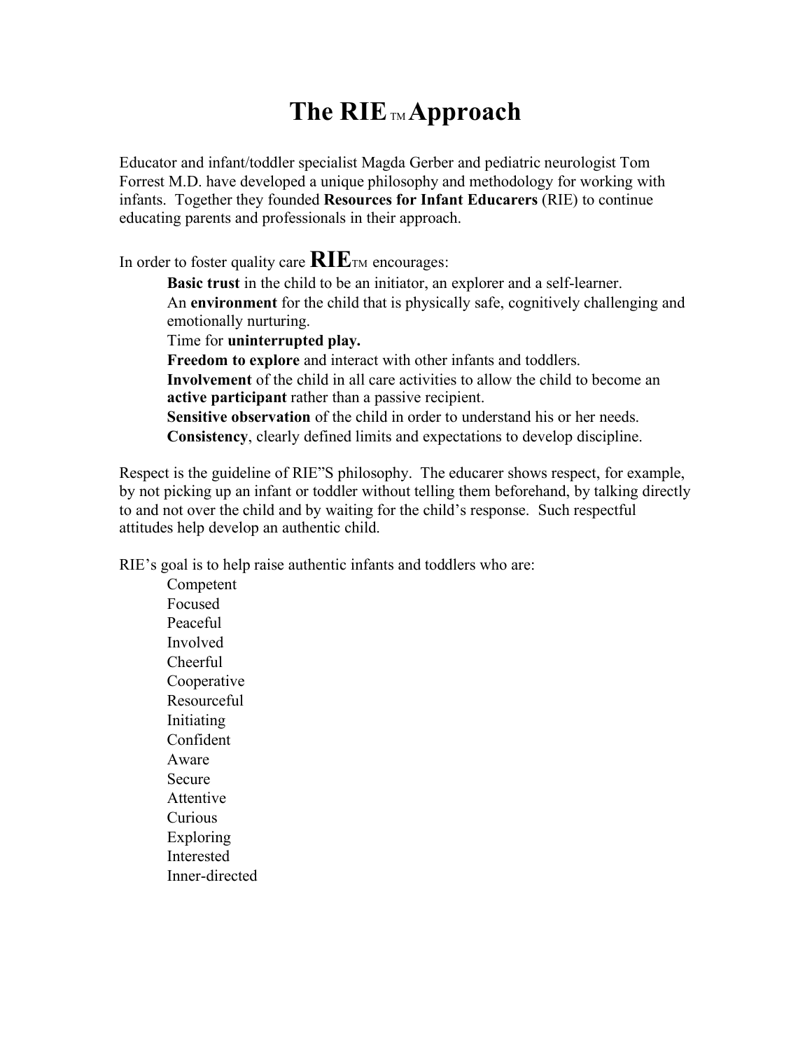# The RIE™ Approach

Educator and infant/toddler specialist Magda Gerber and pediatric neurologist Tom Forrest M.D. have developed a unique philosophy and methodology for working with infants. Together they founded **Resources for Infant Educarers** (RIE) to continue educating parents and professionals in their approach.

In order to foster quality care **RIE**™ encourages:

- **Basic trust** in the child to be an initiator, an explorer and a self-learner.
- An **environment** for the child that is physically safe, cognitively challenging and emotionally nurturing.
- Time for **uninterrupted play.**
- **Freedom to explore** and interact with other infants and toddlers.
- **Involvement** of the child in all care activities to allow the child to become an **active participant** rather than a passive recipient.
- **Sensitive observation** of the child in order to understand his or her needs.
- **Consistency**, clearly defined limits and expectations to develop discipline.

Respect is the guideline of RIE"S philosophy. The educarer shows respect, for example, by not picking up an infant or toddler without telling them beforehand, by talking directly to and not over the child and by waiting for the child's response. Such respectful attitudes help develop an authentic child.

RIE's goal is to help raise authentic infants and toddlers who are:

- Competent
- Focused
- Peaceful
- Involved
- Cheerful
- Cooperative
- Resourceful
- Initiating
- Confident
- Aware
- Secure
- Attentive
- Curious
- Exploring
- Interested
- Inner-directed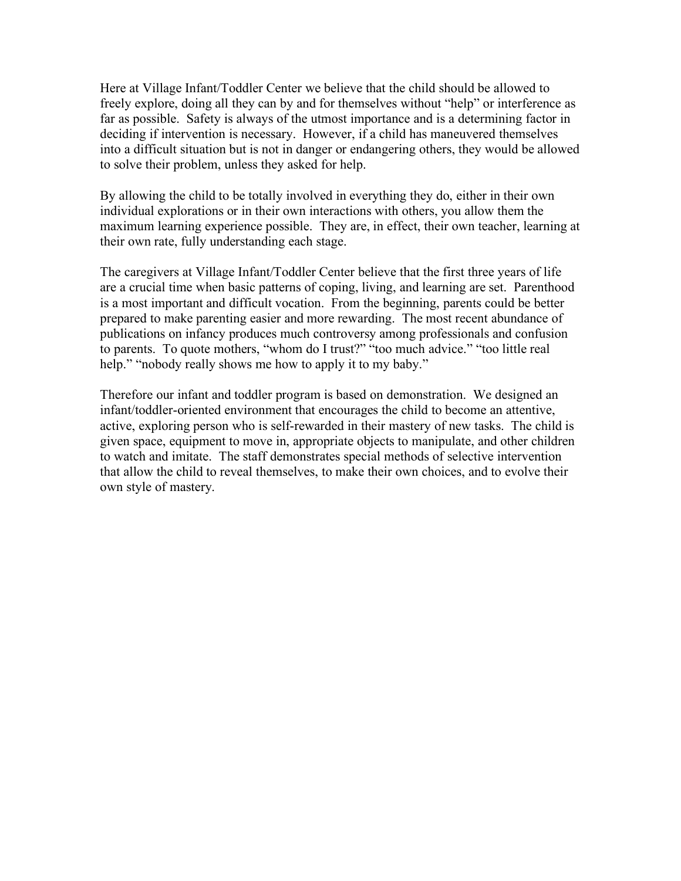Here at Village Infant/Toddler Center we believe that the child should be allowed to freely explore, doing all they can by and for themselves without "help" or interference as far as possible. Safety is always of the utmost importance and is a determining factor in deciding if intervention is necessary. However, if a child has maneuvered themselves into a difficult situation but is not in danger or endangering others, they would be allowed to solve their problem, unless they asked for help.

By allowing the child to be totally involved in everything they do, either in their own individual explorations or in their own interactions with others, you allow them the maximum learning experience possible. They are, in effect, their own teacher, learning at their own rate, fully understanding each stage.

The caregivers at Village Infant/Toddler Center believe that the first three years of life are a crucial time when basic patterns of coping, living, and learning are set. Parenthood is a most important and difficult vocation. From the beginning, parents could be better prepared to make parenting easier and more rewarding. The most recent abundance of publications on infancy produces much controversy among professionals and confusion to parents. To quote mothers, "whom do I trust?" "too much advice." "too little real help." "nobody really shows me how to apply it to my baby."

Therefore our infant and toddler program is based on demonstration. We designed an infant/toddler-oriented environment that encourages the child to become an attentive, active, exploring person who is self-rewarded in their mastery of new tasks. The child is given space, equipment to move in, appropriate objects to manipulate, and other children to watch and imitate. The staff demonstrates special methods of selective intervention that allow the child to reveal themselves, to make their own choices, and to evolve their own style of mastery.